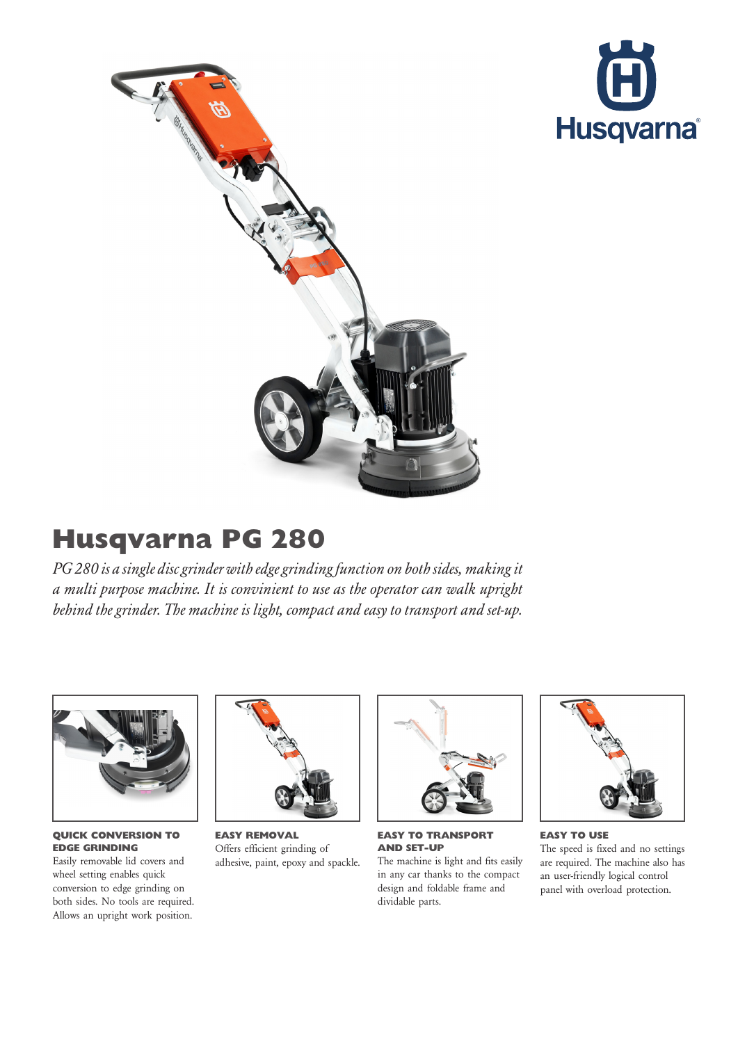# Husqvarna PG 280

*PG 280 is a single disc grinder with edge grinding function on both sides, making it a multi purpose machine. It is convinient to use as the operator can walk upright behind the grinder. The machine is light, compact and easy to transport and set-up.*

**QUICK CONVERSION TO EDGE GRINDING**
Easily removable lid covers and wheel setting enables quick conversion to edge grinding on both sides. No tools are required. Allows an upright work position.

**EASY REMOVAL**
Offers efficient grinding of adhesive, paint, epoxy and spackle.

**EASY TO TRANSPORT AND SET-UP**
The machine is light and fits easily in any car thanks to the compact design and foldable frame and dividable parts.

**EASY TO USE**
The speed is fixed and no settings are required. The machine also has an user-friendly logical control panel with overload protection.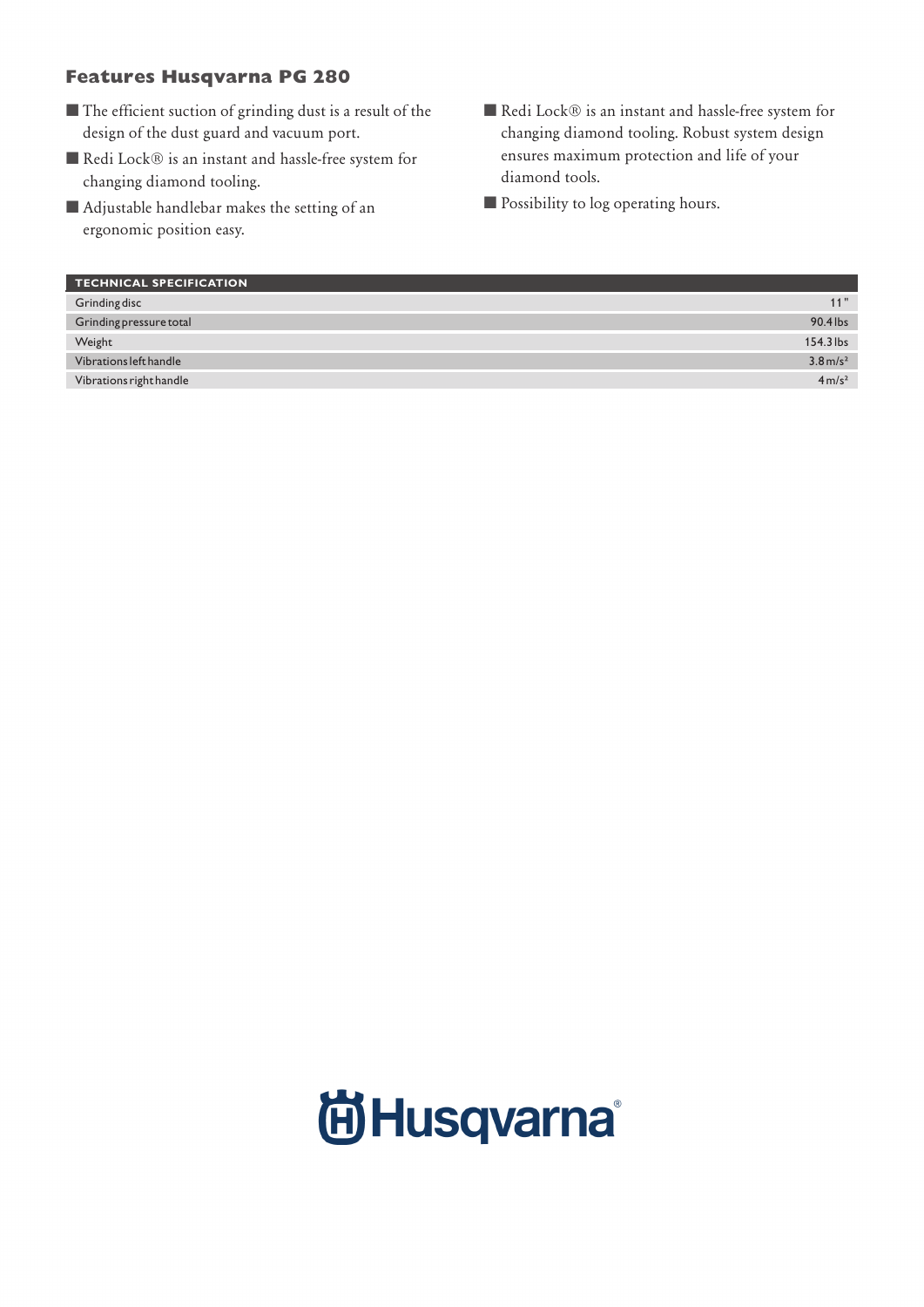## Features Husqvarna PG 280

- The efficient suction of grinding dust is a result of the design of the dust guard and vacuum port.
- Redi Lock® is an instant and hassle-free system for changing diamond tooling.
- Adjustable handlebar makes the setting of an ergonomic position easy.
- Redi Lock® is an instant and hassle-free system for changing diamond tooling. Robust system design ensures maximum protection and life of your diamond tools.
- Possibility to log operating hours.

| TECHNICAL SPECIFICATION | |
|---|---|
| Grinding disc | 11" |
| Grinding pressure total | 90.4 lbs |
| Weight | 154.3 lbs |
| Vibrations left handle | 3.8 $m/s^2$ |
| Vibrations right handle | 4 $m/s^2$ |

Husqvarna®